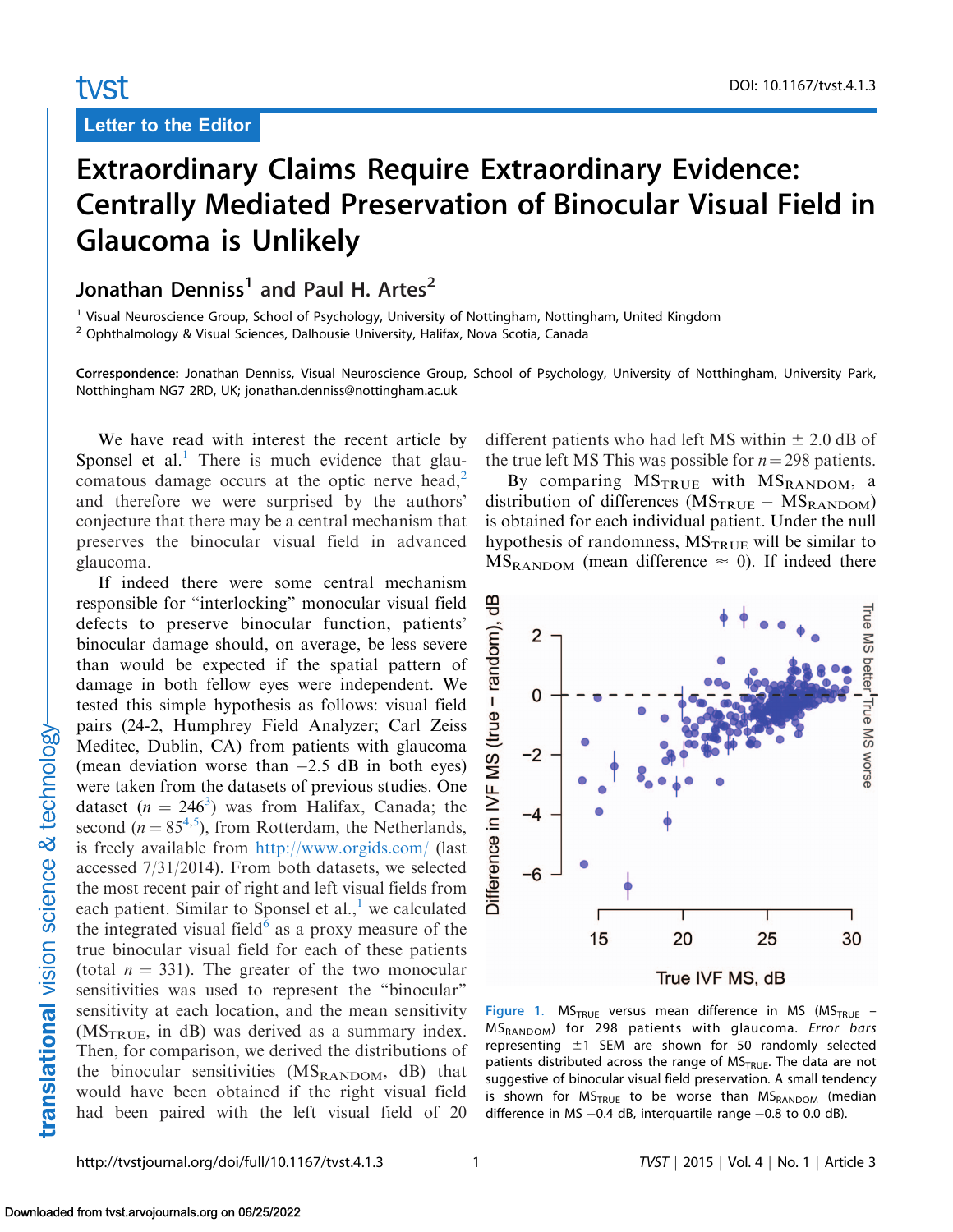Letter to the Editor

# Extraordinary Claims Require Extraordinary Evidence: Centrally Mediated Preservation of Binocular Visual Field in Glaucoma is Unlikely

**Jonathan Denniss[1] and Paul H. Artes[2]**

[1] Visual Neuroscience Group, School of Psychology, University of Nottingham, Nottingham, United Kingdom
[2] Ophthalmology & Visual Sciences, Dalhousie University, Halifax, Nova Scotia, Canada

**Correspondence:** Jonathan Denniss, Visual Neuroscience Group, School of Psychology, University of Notthingham, University Park, Notthingham NG7 2RD, UK; jonathan.denniss@nottingham.ac.uk

We have read with interest the recent article by Sponsel et al.[1] There is much evidence that glaucomatous damage occurs at the optic nerve head,[2] and therefore we were surprised by the authors' conjecture that there may be a central mechanism that preserves the binocular visual field in advanced glaucoma.

If indeed there were some central mechanism responsible for "interlocking" monocular visual field defects to preserve binocular function, patients' binocular damage should, on average, be less severe than would be expected if the spatial pattern of damage in both fellow eyes were independent. We tested this simple hypothesis as follows: visual field pairs (24-2, Humphrey Field Analyzer; Carl Zeiss Meditec, Dublin, CA) from patients with glaucoma (mean deviation worse than −2.5 dB in both eyes) were taken from the datasets of previous studies. One dataset ($n$ = 246[3]) was from Halifax, Canada; the second ($n$ = 85[4,5]), from Rotterdam, the Netherlands, is freely available from http://www.orgids.com/ (last accessed 7/31/2014). From both datasets, we selected the most recent pair of right and left visual fields from each patient. Similar to Sponsel et al.,[1] we calculated the integrated visual field[6] as a proxy measure of the true binocular visual field for each of these patients (total $n$ = 331). The greater of the two monocular sensitivities was used to represent the "binocular" sensitivity at each location, and the mean sensitivity ($MS_{TRUE}$, in dB) was derived as a summary index. Then, for comparison, we derived the distributions of the binocular sensitivities ($MS_{RANDOM}$, dB) that would have been obtained if the right visual field had been paired with the left visual field of 20 different patients who had left MS within ± 2.0 dB of the true left MS This was possible for $n$ = 298 patients.

By comparing $MS_{TRUE}$ with $MS_{RANDOM}$, a distribution of differences ($MS_{TRUE} - MS_{RANDOM}$) is obtained for each individual patient. Under the null hypothesis of randomness, $MS_{TRUE}$ will be similar to $MS_{RANDOM}$ (mean difference ≈ 0). If indeed there

**Figure 1.** $MS_{TRUE}$ versus mean difference in MS ($MS_{TRUE} - MS_{RANDOM}$) for 298 patients with glaucoma. *Error bars* representing ±1 SEM are shown for 50 randomly selected patients distributed across the range of $MS_{TRUE}$. The data are not suggestive of binocular visual field preservation. A small tendency is shown for $MS_{TRUE}$ to be worse than $MS_{RANDOM}$ (median difference in MS −0.4 dB, interquartile range −0.8 to 0.0 dB).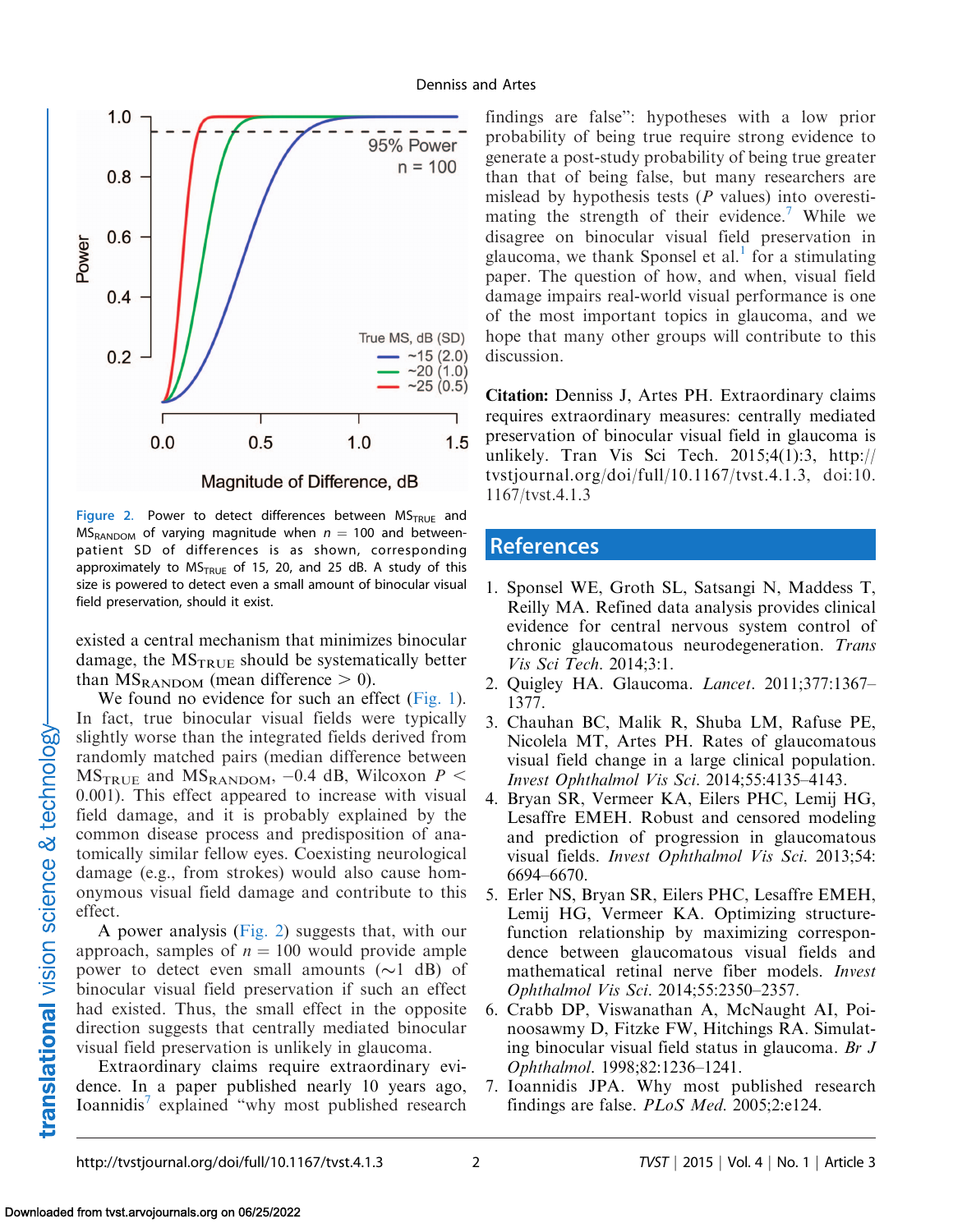1.0

0.8

0.6

0.4

0.2

Power

95% Power
n = 100

True MS, dB (SD)
~15 (2.0)
~20 (1.0)
~25 (0.5)

0.0 0.5 1.0 1.5

Magnitude of Difference, dB

Figure 2. Power to detect differences between $MS_{TRUE}$ and $MS_{RANDOM}$ of varying magnitude when $n = 100$ and between-patient SD of differences is as shown, corresponding approximately to $MS_{TRUE}$ of 15, 20, and 25 dB. A study of this size is powered to detect even a small amount of binocular visual field preservation, should it exist.

existed a central mechanism that minimizes binocular damage, the $MS_{TRUE}$ should be systematically better than $MS_{RANDOM}$ (mean difference $> 0$).

We found no evidence for such an effect (Fig. 1). In fact, true binocular visual fields were typically slightly worse than the integrated fields derived from randomly matched pairs (median difference between $MS_{TRUE}$ and $MS_{RANDOM}$, $-0.4$ dB, Wilcoxon $P < 0.001$). This effect appeared to increase with visual field damage, and it is probably explained by the common disease process and predisposition of anatomically similar fellow eyes. Coexisting neurological damage (e.g., from strokes) would also cause homonymous visual field damage and contribute to this effect.

A power analysis (Fig. 2) suggests that, with our approach, samples of $n = 100$ would provide ample power to detect even small amounts (~1 dB) of binocular visual field preservation if such an effect had existed. Thus, the small effect in the opposite direction suggests that centrally mediated binocular visual field preservation is unlikely in glaucoma.

Extraordinary claims require extraordinary evidence. In a paper published nearly 10 years ago, Ioannidis[7] explained "why most published research findings are false": hypotheses with a low prior probability of being true require strong evidence to generate a post-study probability of being true greater than that of being false, but many researchers are mislead by hypothesis tests ($P$ values) into overestimating the strength of their evidence.[7] While we disagree on binocular visual field preservation in glaucoma, we thank Sponsel et al.[1] for a stimulating paper. The question of how, and when, visual field damage impairs real-world visual performance is one of the most important topics in glaucoma, and we hope that many other groups will contribute to this discussion.

**Citation:** Denniss J, Artes PH. Extraordinary claims requires extraordinary measures: centrally mediated preservation of binocular visual field in glaucoma is unlikely. Tran Vis Sci Tech. 2015;4(1):3, http://tvstjournal.org/doi/full/10.1167/tvst.4.1.3, doi:10.1167/tvst.4.1.3

## References

1. Sponsel WE, Groth SL, Satsangi N, Maddess T, Reilly MA. Refined data analysis provides clinical evidence for central nervous system control of chronic glaucomatous neurodegeneration. *Trans Vis Sci Tech*. 2014;3:1.
2. Quigley HA. Glaucoma. *Lancet*. 2011;377:1367–1377.
3. Chauhan BC, Malik R, Shuba LM, Rafuse PE, Nicolela MT, Artes PH. Rates of glaucomatous visual field change in a large clinical population. *Invest Ophthalmol Vis Sci*. 2014;55:4135–4143.
4. Bryan SR, Vermeer KA, Eilers PHC, Lemij HG, Lesaffre EMEH. Robust and censored modeling and prediction of progression in glaucomatous visual fields. *Invest Ophthalmol Vis Sci*. 2013;54:6694–6670.
5. Erler NS, Bryan SR, Eilers PHC, Lesaffre EMEH, Lemij HG, Vermeer KA. Optimizing structure-function relationship by maximizing correspondence between glaucomatous visual fields and mathematical retinal nerve fiber models. *Invest Ophthalmol Vis Sci*. 2014;55:2350–2357.
6. Crabb DP, Viswanathan A, McNaught AI, Poinoosawmy D, Fitzke FW, Hitchings RA. Simulating binocular visual field status in glaucoma. *Br J Ophthalmol*. 1998;82:1236–1241.
7. Ioannidis JPA. Why most published research findings are false. *PLoS Med*. 2005;2:e124.